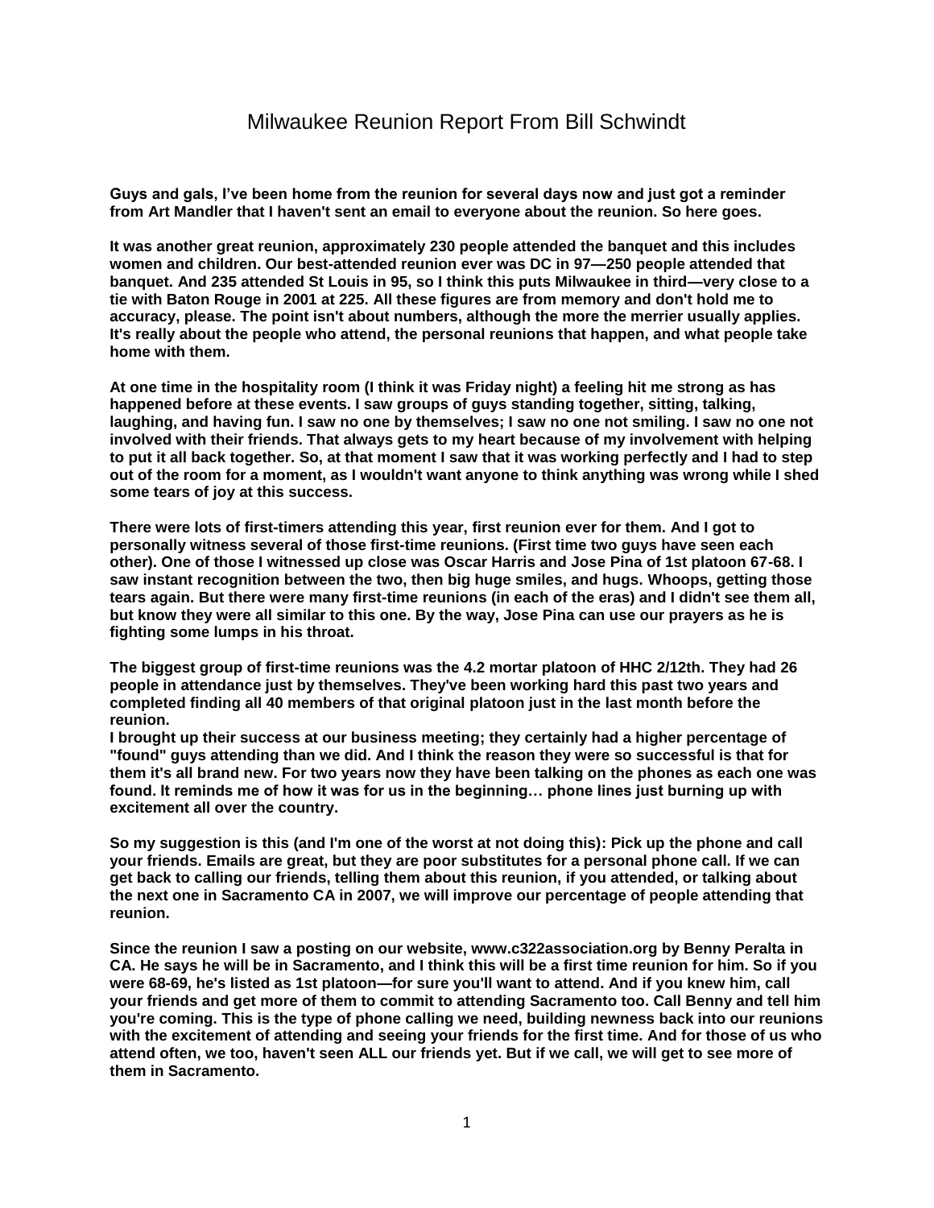# Milwaukee Reunion Report From Bill Schwindt

**Guys and gals, I've been home from the reunion for several days now and just got a reminder from Art Mandler that I haven't sent an email to everyone about the reunion. So here goes.**

**It was another great reunion, approximately 230 people attended the banquet and this includes women and children. Our best-attended reunion ever was DC in 97—250 people attended that banquet. And 235 attended St Louis in 95, so I think this puts Milwaukee in third—very close to a tie with Baton Rouge in 2001 at 225. All these figures are from memory and don't hold me to accuracy, please. The point isn't about numbers, although the more the merrier usually applies. It's really about the people who attend, the personal reunions that happen, and what people take home with them.**

**At one time in the hospitality room (I think it was Friday night) a feeling hit me strong as has happened before at these events. I saw groups of guys standing together, sitting, talking, laughing, and having fun. I saw no one by themselves; I saw no one not smiling. I saw no one not involved with their friends. That always gets to my heart because of my involvement with helping to put it all back together. So, at that moment I saw that it was working perfectly and I had to step out of the room for a moment, as I wouldn't want anyone to think anything was wrong while I shed some tears of joy at this success.**

**There were lots of first-timers attending this year, first reunion ever for them. And I got to personally witness several of those first-time reunions. (First time two guys have seen each other). One of those I witnessed up close was Oscar Harris and Jose Pina of 1st platoon 67-68. I saw instant recognition between the two, then big huge smiles, and hugs. Whoops, getting those tears again. But there were many first-time reunions (in each of the eras) and I didn't see them all, but know they were all similar to this one. By the way, Jose Pina can use our prayers as he is fighting some lumps in his throat.**

**The biggest group of first-time reunions was the 4.2 mortar platoon of HHC 2/12th. They had 26 people in attendance just by themselves. They've been working hard this past two years and completed finding all 40 members of that original platoon just in the last month before the reunion.**
**I brought up their success at our business meeting; they certainly had a higher percentage of "found" guys attending than we did. And I think the reason they were so successful is that for them it's all brand new. For two years now they have been talking on the phones as each one was found. It reminds me of how it was for us in the beginning… phone lines just burning up with excitement all over the country.**

**So my suggestion is this (and I'm one of the worst at not doing this): Pick up the phone and call your friends. Emails are great, but they are poor substitutes for a personal phone call. If we can get back to calling our friends, telling them about this reunion, if you attended, or talking about the next one in Sacramento CA in 2007, we will improve our percentage of people attending that reunion.**

**Since the reunion I saw a posting on our website, www.c322association.org by Benny Peralta in CA. He says he will be in Sacramento, and I think this will be a first time reunion for him. So if you were 68-69, he's listed as 1st platoon—for sure you'll want to attend. And if you knew him, call your friends and get more of them to commit to attending Sacramento too. Call Benny and tell him you're coming. This is the type of phone calling we need, building newness back into our reunions with the excitement of attending and seeing your friends for the first time. And for those of us who attend often, we too, haven't seen ALL our friends yet. But if we call, we will get to see more of them in Sacramento.**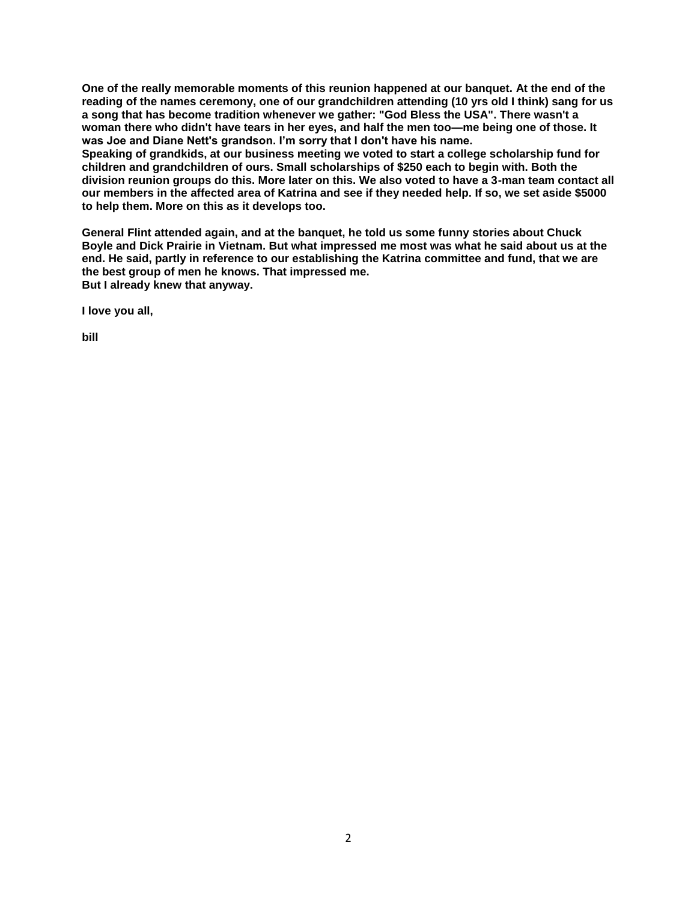**One of the really memorable moments of this reunion happened at our banquet. At the end of the reading of the names ceremony, one of our grandchildren attending (10 yrs old I think) sang for us a song that has become tradition whenever we gather: "God Bless the USA". There wasn't a woman there who didn't have tears in her eyes, and half the men too—me being one of those. It was Joe and Diane Nett's grandson. I'm sorry that I don't have his name.**
**Speaking of grandkids, at our business meeting we voted to start a college scholarship fund for children and grandchildren of ours. Small scholarships of $250 each to begin with. Both the division reunion groups do this. More later on this. We also voted to have a 3-man team contact all our members in the affected area of Katrina and see if they needed help. If so, we set aside $5000 to help them. More on this as it develops too.**

**General Flint attended again, and at the banquet, he told us some funny stories about Chuck Boyle and Dick Prairie in Vietnam. But what impressed me most was what he said about us at the end. He said, partly in reference to our establishing the Katrina committee and fund, that we are the best group of men he knows. That impressed me.**
**But I already knew that anyway.**

**I love you all,**

**bill**